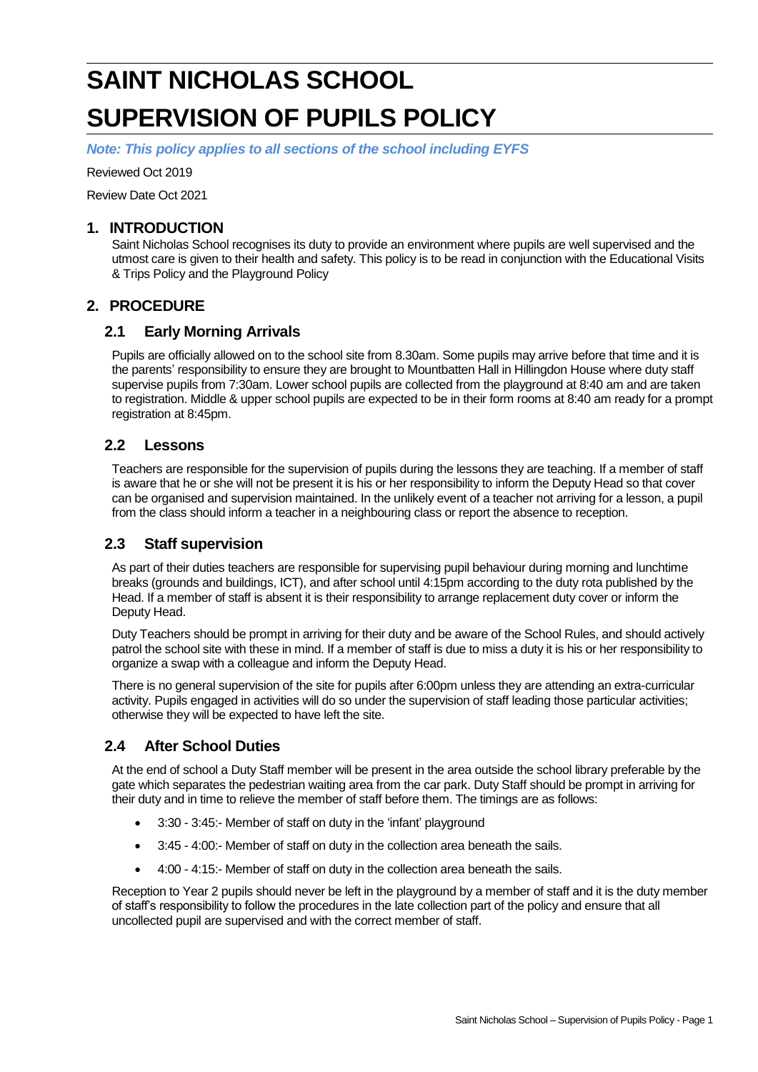# SAINT NICHOLAS SCHOOL

# SUPERVISION OF PUPILS POLICY

***Note: This policy applies to all sections of the school including EYFS***

Reviewed Oct 2019

Review Date Oct 2021

## 1. INTRODUCTION

Saint Nicholas School recognises its duty to provide an environment where pupils are well supervised and the utmost care is given to their health and safety. This policy is to be read in conjunction with the Educational Visits & Trips Policy and the Playground Policy

## 2. PROCEDURE

### 2.1 Early Morning Arrivals

Pupils are officially allowed on to the school site from 8.30am. Some pupils may arrive before that time and it is the parents' responsibility to ensure they are brought to Mountbatten Hall in Hillingdon House where duty staff supervise pupils from 7:30am. Lower school pupils are collected from the playground at 8:40 am and are taken to registration. Middle & upper school pupils are expected to be in their form rooms at 8:40 am ready for a prompt registration at 8:45pm.

### 2.2 Lessons

Teachers are responsible for the supervision of pupils during the lessons they are teaching. If a member of staff is aware that he or she will not be present it is his or her responsibility to inform the Deputy Head so that cover can be organised and supervision maintained. In the unlikely event of a teacher not arriving for a lesson, a pupil from the class should inform a teacher in a neighbouring class or report the absence to reception.

### 2.3 Staff supervision

As part of their duties teachers are responsible for supervising pupil behaviour during morning and lunchtime breaks (grounds and buildings, ICT), and after school until 4:15pm according to the duty rota published by the Head. If a member of staff is absent it is their responsibility to arrange replacement duty cover or inform the Deputy Head.

Duty Teachers should be prompt in arriving for their duty and be aware of the School Rules, and should actively patrol the school site with these in mind. If a member of staff is due to miss a duty it is his or her responsibility to organize a swap with a colleague and inform the Deputy Head.

There is no general supervision of the site for pupils after 6:00pm unless they are attending an extra-curricular activity. Pupils engaged in activities will do so under the supervision of staff leading those particular activities; otherwise they will be expected to have left the site.

### 2.4 After School Duties

At the end of school a Duty Staff member will be present in the area outside the school library preferable by the gate which separates the pedestrian waiting area from the car park. Duty Staff should be prompt in arriving for their duty and in time to relieve the member of staff before them. The timings are as follows:

- 3:30 - 3:45:- Member of staff on duty in the 'infant' playground
- 3:45 - 4:00:- Member of staff on duty in the collection area beneath the sails.
- 4:00 - 4:15:- Member of staff on duty in the collection area beneath the sails.

Reception to Year 2 pupils should never be left in the playground by a member of staff and it is the duty member of staff's responsibility to follow the procedures in the late collection part of the policy and ensure that all uncollected pupil are supervised and with the correct member of staff.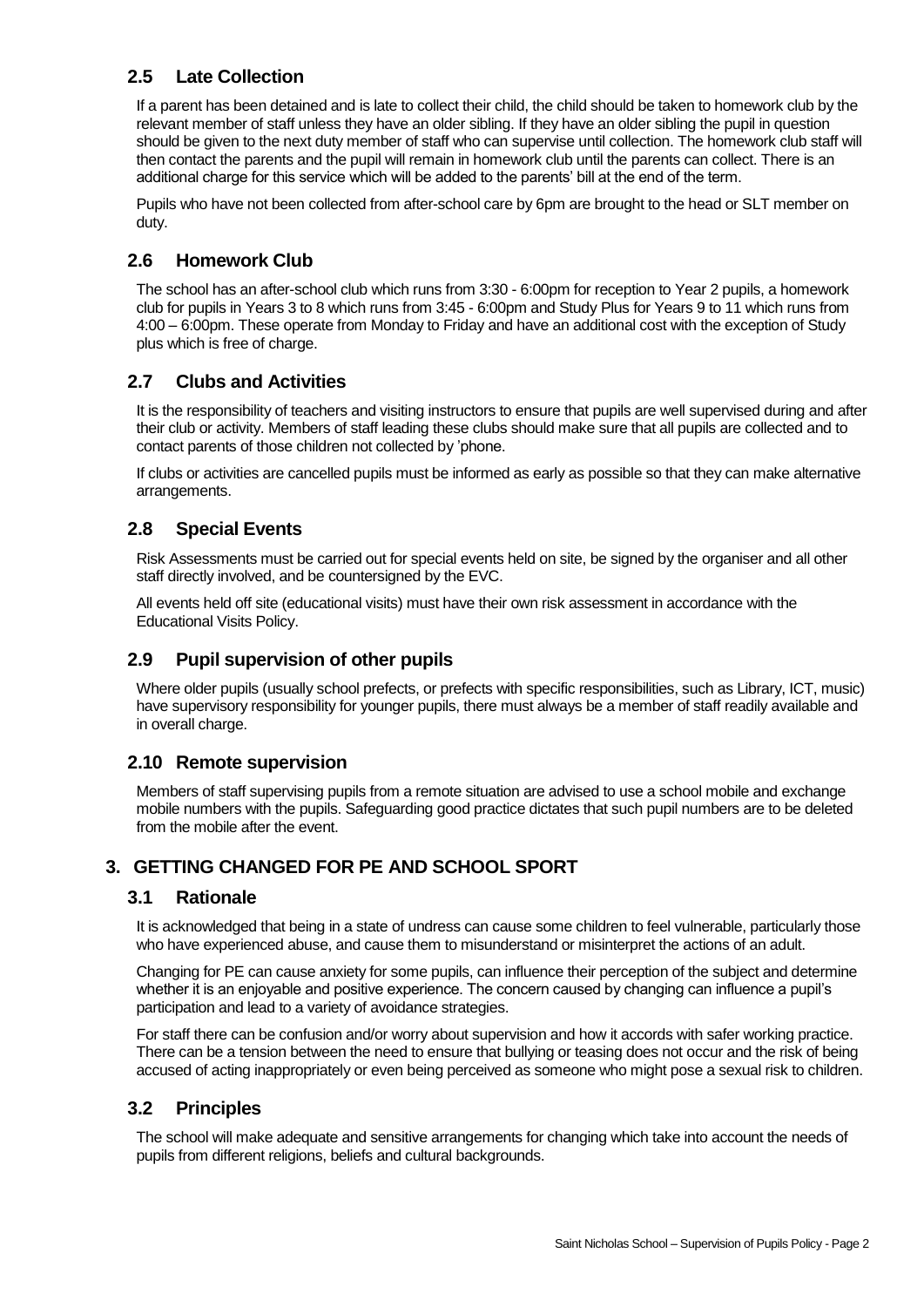### 2.5 Late Collection

If a parent has been detained and is late to collect their child, the child should be taken to homework club by the relevant member of staff unless they have an older sibling. If they have an older sibling the pupil in question should be given to the next duty member of staff who can supervise until collection. The homework club staff will then contact the parents and the pupil will remain in homework club until the parents can collect. There is an additional charge for this service which will be added to the parents' bill at the end of the term.

Pupils who have not been collected from after-school care by 6pm are brought to the head or SLT member on duty.

### 2.6 Homework Club

The school has an after-school club which runs from 3:30 - 6:00pm for reception to Year 2 pupils, a homework club for pupils in Years 3 to 8 which runs from 3:45 - 6:00pm and Study Plus for Years 9 to 11 which runs from 4:00 – 6:00pm. These operate from Monday to Friday and have an additional cost with the exception of Study plus which is free of charge.

### 2.7 Clubs and Activities

It is the responsibility of teachers and visiting instructors to ensure that pupils are well supervised during and after their club or activity. Members of staff leading these clubs should make sure that all pupils are collected and to contact parents of those children not collected by 'phone.

If clubs or activities are cancelled pupils must be informed as early as possible so that they can make alternative arrangements.

### 2.8 Special Events

Risk Assessments must be carried out for special events held on site, be signed by the organiser and all other staff directly involved, and be countersigned by the EVC.

All events held off site (educational visits) must have their own risk assessment in accordance with the Educational Visits Policy.

### 2.9 Pupil supervision of other pupils

Where older pupils (usually school prefects, or prefects with specific responsibilities, such as Library, ICT, music) have supervisory responsibility for younger pupils, there must always be a member of staff readily available and in overall charge.

### 2.10 Remote supervision

Members of staff supervising pupils from a remote situation are advised to use a school mobile and exchange mobile numbers with the pupils. Safeguarding good practice dictates that such pupil numbers are to be deleted from the mobile after the event.

## 3. GETTING CHANGED FOR PE AND SCHOOL SPORT

### 3.1 Rationale

It is acknowledged that being in a state of undress can cause some children to feel vulnerable, particularly those who have experienced abuse, and cause them to misunderstand or misinterpret the actions of an adult.

Changing for PE can cause anxiety for some pupils, can influence their perception of the subject and determine whether it is an enjoyable and positive experience. The concern caused by changing can influence a pupil's participation and lead to a variety of avoidance strategies.

For staff there can be confusion and/or worry about supervision and how it accords with safer working practice. There can be a tension between the need to ensure that bullying or teasing does not occur and the risk of being accused of acting inappropriately or even being perceived as someone who might pose a sexual risk to children.

### 3.2 Principles

The school will make adequate and sensitive arrangements for changing which take into account the needs of pupils from different religions, beliefs and cultural backgrounds.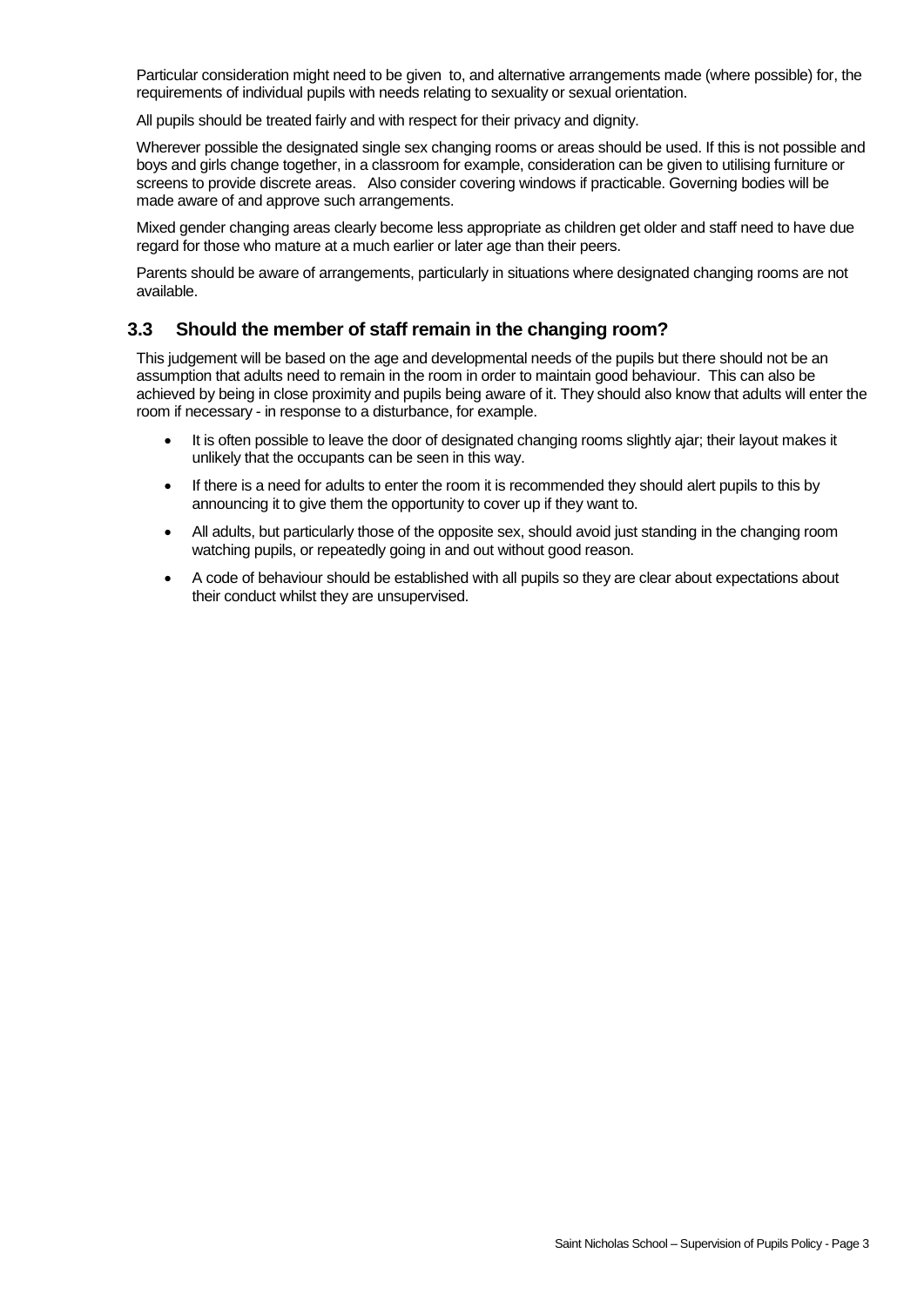Particular consideration might need to be given to, and alternative arrangements made (where possible) for, the requirements of individual pupils with needs relating to sexuality or sexual orientation.

All pupils should be treated fairly and with respect for their privacy and dignity.

Wherever possible the designated single sex changing rooms or areas should be used. If this is not possible and boys and girls change together, in a classroom for example, consideration can be given to utilising furniture or screens to provide discrete areas. Also consider covering windows if practicable. Governing bodies will be made aware of and approve such arrangements.

Mixed gender changing areas clearly become less appropriate as children get older and staff need to have due regard for those who mature at a much earlier or later age than their peers.

Parents should be aware of arrangements, particularly in situations where designated changing rooms are not available.

### 3.3 Should the member of staff remain in the changing room?

This judgement will be based on the age and developmental needs of the pupils but there should not be an assumption that adults need to remain in the room in order to maintain good behaviour. This can also be achieved by being in close proximity and pupils being aware of it. They should also know that adults will enter the room if necessary - in response to a disturbance, for example.

- It is often possible to leave the door of designated changing rooms slightly ajar; their layout makes it unlikely that the occupants can be seen in this way.
- If there is a need for adults to enter the room it is recommended they should alert pupils to this by announcing it to give them the opportunity to cover up if they want to.
- All adults, but particularly those of the opposite sex, should avoid just standing in the changing room watching pupils, or repeatedly going in and out without good reason.
- A code of behaviour should be established with all pupils so they are clear about expectations about their conduct whilst they are unsupervised.